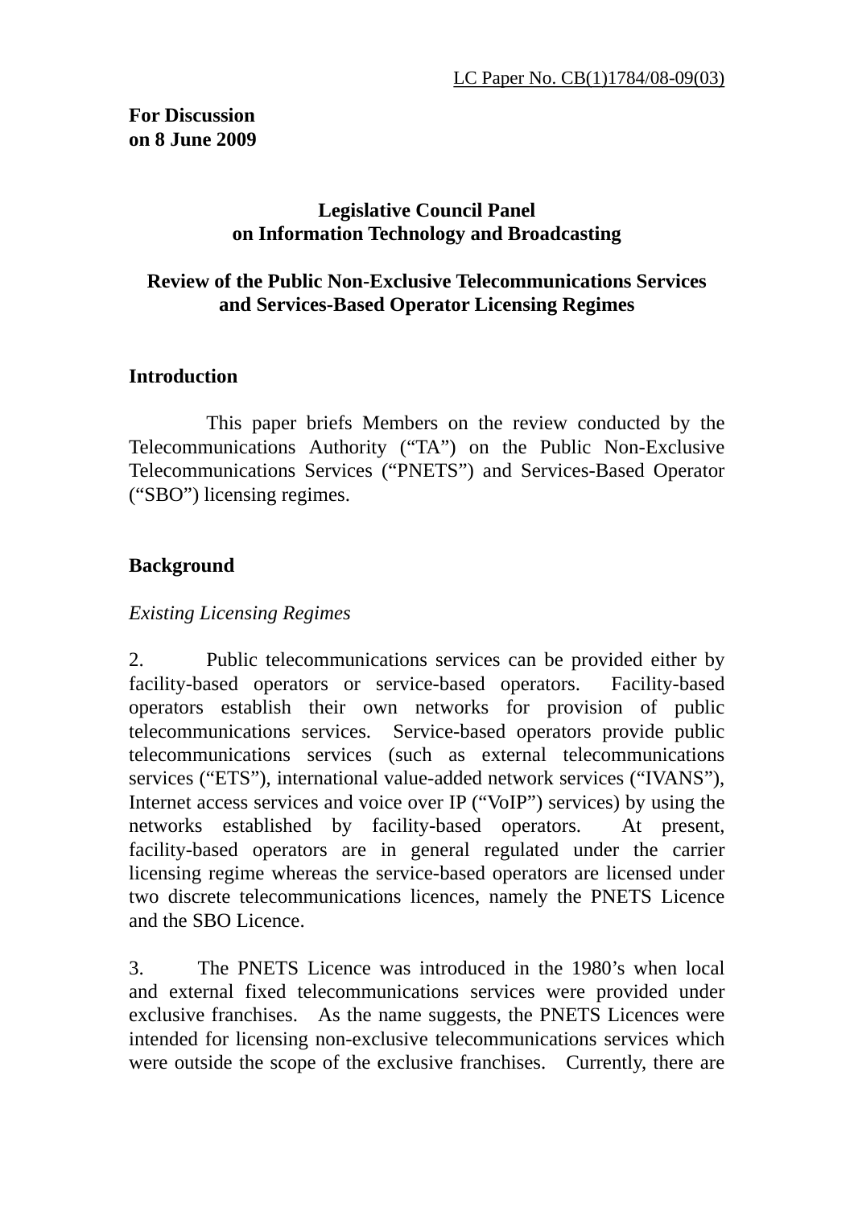LC Paper No. CB(1)1784/08-09(03)

**For Discussion**
**on 8 June 2009**

**Legislative Council Panel**
**on Information Technology and Broadcasting**

**Review of the Public Non-Exclusive Telecommunications Services and Services-Based Operator Licensing Regimes**

## Introduction

This paper briefs Members on the review conducted by the Telecommunications Authority ("TA") on the Public Non-Exclusive Telecommunications Services ("PNETS") and Services-Based Operator ("SBO") licensing regimes.

## Background

*Existing Licensing Regimes*

2. Public telecommunications services can be provided either by facility-based operators or service-based operators. Facility-based operators establish their own networks for provision of public telecommunications services. Service-based operators provide public telecommunications services (such as external telecommunications services ("ETS"), international value-added network services ("IVANS"), Internet access services and voice over IP ("VoIP") services) by using the networks established by facility-based operators. At present, facility-based operators are in general regulated under the carrier licensing regime whereas the service-based operators are licensed under two discrete telecommunications licences, namely the PNETS Licence and the SBO Licence.

3. The PNETS Licence was introduced in the 1980's when local and external fixed telecommunications services were provided under exclusive franchises. As the name suggests, the PNETS Licences were intended for licensing non-exclusive telecommunications services which were outside the scope of the exclusive franchises. Currently, there are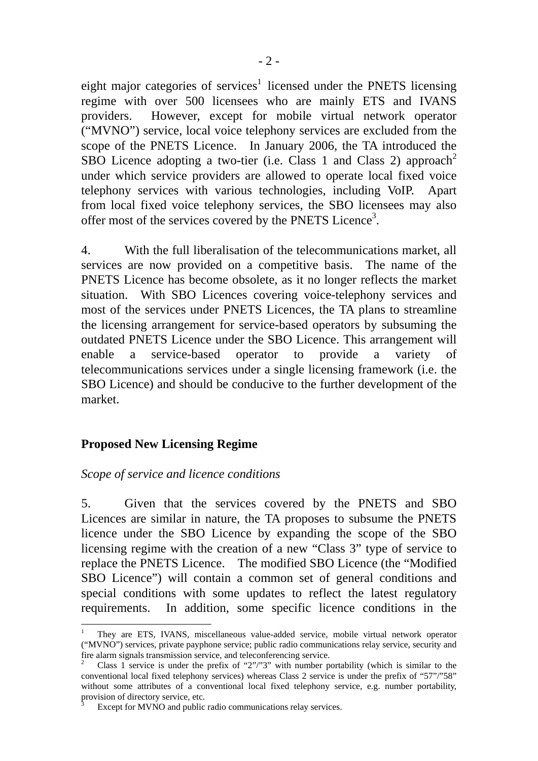eight major categories of services[1] licensed under the PNETS licensing regime with over 500 licensees who are mainly ETS and IVANS providers. However, except for mobile virtual network operator ("MVNO") service, local voice telephony services are excluded from the scope of the PNETS Licence. In January 2006, the TA introduced the SBO Licence adopting a two-tier (i.e. Class 1 and Class 2) approach[2] under which service providers are allowed to operate local fixed voice telephony services with various technologies, including VoIP. Apart from local fixed voice telephony services, the SBO licensees may also offer most of the services covered by the PNETS Licence[3].

4. With the full liberalisation of the telecommunications market, all services are now provided on a competitive basis. The name of the PNETS Licence has become obsolete, as it no longer reflects the market situation. With SBO Licences covering voice-telephony services and most of the services under PNETS Licences, the TA plans to streamline the licensing arrangement for service-based operators by subsuming the outdated PNETS Licence under the SBO Licence. This arrangement will enable a service-based operator to provide a variety of telecommunications services under a single licensing framework (i.e. the SBO Licence) and should be conducive to the further development of the market.

## Proposed New Licensing Regime

*Scope of service and licence conditions*

5. Given that the services covered by the PNETS and SBO Licences are similar in nature, the TA proposes to subsume the PNETS licence under the SBO Licence by expanding the scope of the SBO licensing regime with the creation of a new "Class 3" type of service to replace the PNETS Licence. The modified SBO Licence (the "Modified SBO Licence") will contain a common set of general conditions and special conditions with some updates to reflect the latest regulatory requirements. In addition, some specific licence conditions in the

---

[1] They are ETS, IVANS, miscellaneous value-added service, mobile virtual network operator ("MVNO") services, private payphone service; public radio communications relay service, security and fire alarm signals transmission service, and teleconferencing service.

[2] Class 1 service is under the prefix of "2"/"3" with number portability (which is similar to the conventional local fixed telephony services) whereas Class 2 service is under the prefix of "57"/"58" without some attributes of a conventional local fixed telephony service, e.g. number portability, provision of directory service, etc.

[3] Except for MVNO and public radio communications relay services.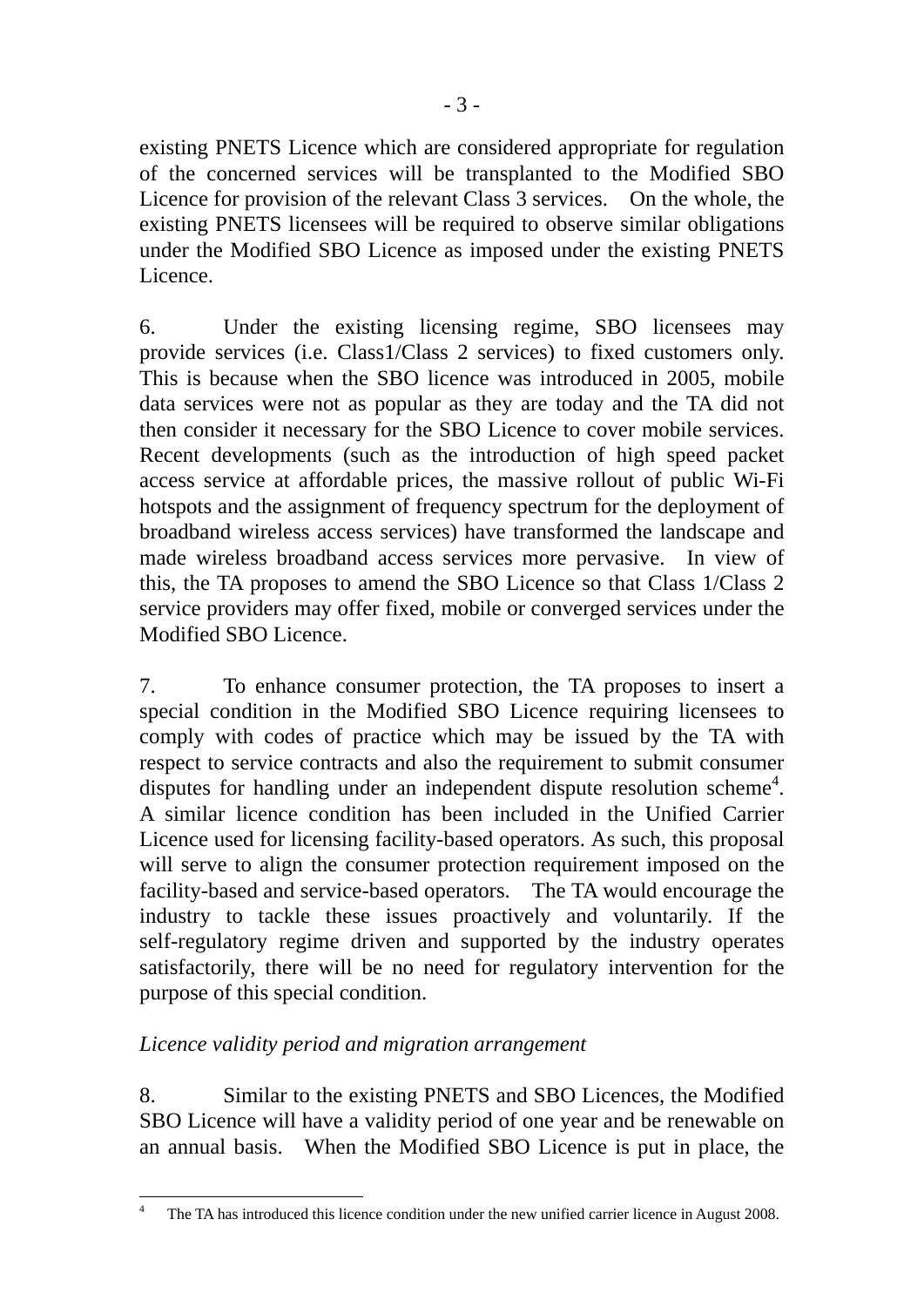existing PNETS Licence which are considered appropriate for regulation of the concerned services will be transplanted to the Modified SBO Licence for provision of the relevant Class 3 services. On the whole, the existing PNETS licensees will be required to observe similar obligations under the Modified SBO Licence as imposed under the existing PNETS Licence.

6. Under the existing licensing regime, SBO licensees may provide services (i.e. Class1/Class 2 services) to fixed customers only. This is because when the SBO licence was introduced in 2005, mobile data services were not as popular as they are today and the TA did not then consider it necessary for the SBO Licence to cover mobile services. Recent developments (such as the introduction of high speed packet access service at affordable prices, the massive rollout of public Wi-Fi hotspots and the assignment of frequency spectrum for the deployment of broadband wireless access services) have transformed the landscape and made wireless broadband access services more pervasive. In view of this, the TA proposes to amend the SBO Licence so that Class 1/Class 2 service providers may offer fixed, mobile or converged services under the Modified SBO Licence.

7. To enhance consumer protection, the TA proposes to insert a special condition in the Modified SBO Licence requiring licensees to comply with codes of practice which may be issued by the TA with respect to service contracts and also the requirement to submit consumer disputes for handling under an independent dispute resolution scheme[4]. A similar licence condition has been included in the Unified Carrier Licence used for licensing facility-based operators. As such, this proposal will serve to align the consumer protection requirement imposed on the facility-based and service-based operators. The TA would encourage the industry to tackle these issues proactively and voluntarily. If the self-regulatory regime driven and supported by the industry operates satisfactorily, there will be no need for regulatory intervention for the purpose of this special condition.

*Licence validity period and migration arrangement*

8. Similar to the existing PNETS and SBO Licences, the Modified SBO Licence will have a validity period of one year and be renewable on an annual basis. When the Modified SBO Licence is put in place, the

[4] The TA has introduced this licence condition under the new unified carrier licence in August 2008.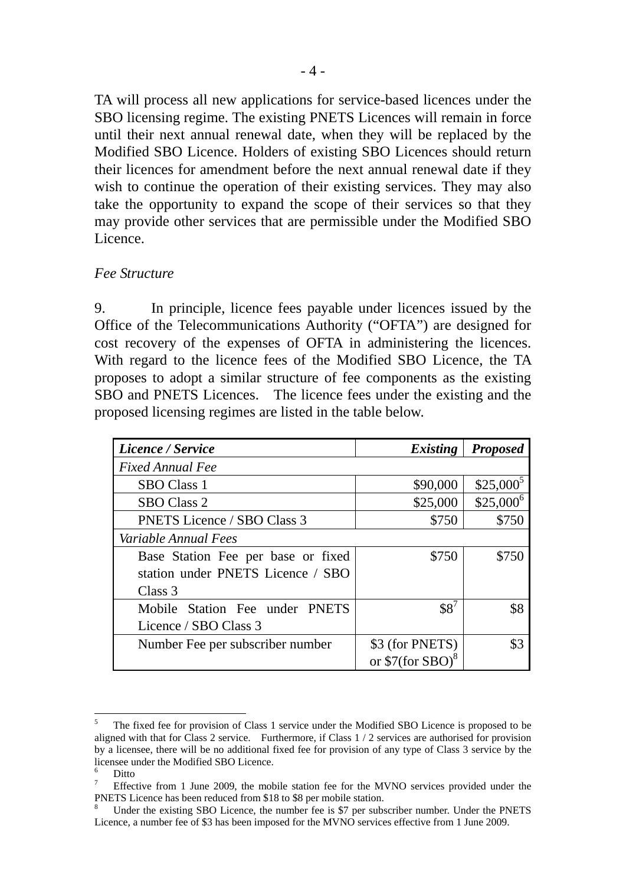TA will process all new applications for service-based licences under the SBO licensing regime. The existing PNETS Licences will remain in force until their next annual renewal date, when they will be replaced by the Modified SBO Licence. Holders of existing SBO Licences should return their licences for amendment before the next annual renewal date if they wish to continue the operation of their existing services. They may also take the opportunity to expand the scope of their services so that they may provide other services that are permissible under the Modified SBO Licence.

*Fee Structure*

9. In principle, licence fees payable under licences issued by the Office of the Telecommunications Authority ("OFTA") are designed for cost recovery of the expenses of OFTA in administering the licences. With regard to the licence fees of the Modified SBO Licence, the TA proposes to adopt a similar structure of fee components as the existing SBO and PNETS Licences. The licence fees under the existing and the proposed licensing regimes are listed in the table below.

| ***Licence / Service*** | ***Existing*** | ***Proposed*** |
|---|---|---|
| *Fixed Annual Fee* | | |
| SBO Class 1 | $90,000 | $25,000[5] |
| SBO Class 2 | $25,000 | $25,000[6] |
| PNETS Licence / SBO Class 3 | $750 | $750 |
| *Variable Annual Fees* | | |
| Base Station Fee per base or fixed station under PNETS Licence / SBO Class 3 | $750 | $750 |
| Mobile Station Fee under PNETS Licence / SBO Class 3 | $8[7] | $8 |
| Number Fee per subscriber number | $3 (for PNETS) or $7(for SBO)[8] | $3 |

---

[5] The fixed fee for provision of Class 1 service under the Modified SBO Licence is proposed to be aligned with that for Class 2 service. Furthermore, if Class 1 / 2 services are authorised for provision by a licensee, there will be no additional fixed fee for provision of any type of Class 3 service by the licensee under the Modified SBO Licence.

[6] Ditto

[7] Effective from 1 June 2009, the mobile station fee for the MVNO services provided under the PNETS Licence has been reduced from $18 to $8 per mobile station.

[8] Under the existing SBO Licence, the number fee is $7 per subscriber number. Under the PNETS Licence, a number fee of $3 has been imposed for the MVNO services effective from 1 June 2009.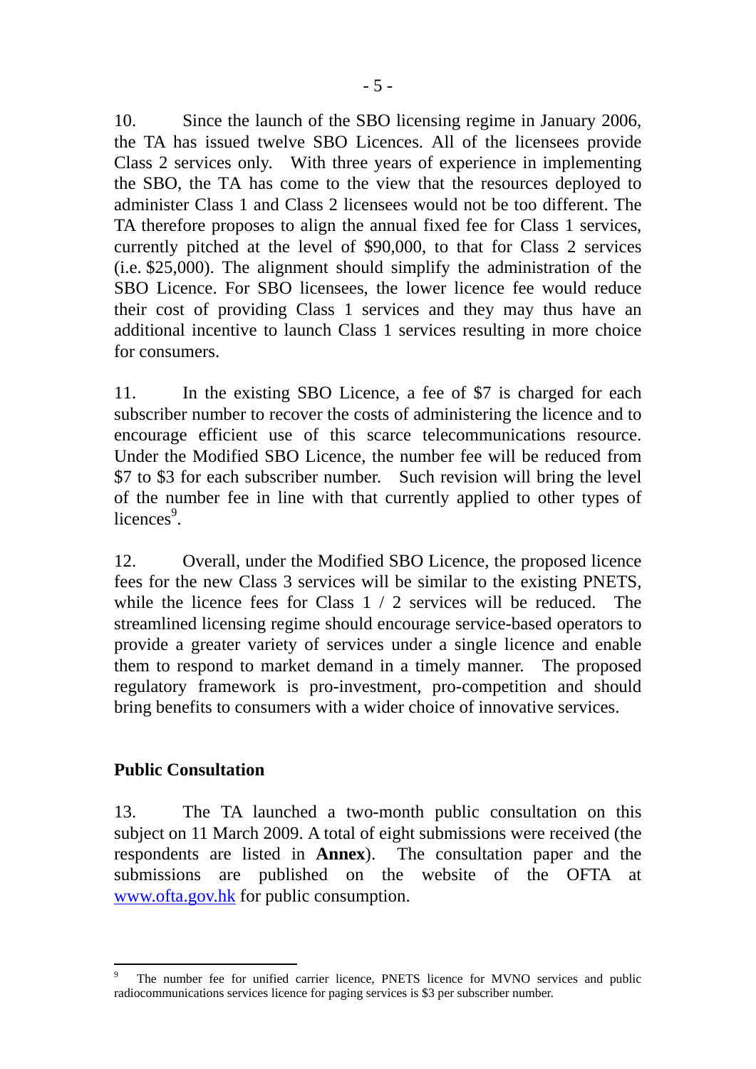10. Since the launch of the SBO licensing regime in January 2006, the TA has issued twelve SBO Licences. All of the licensees provide Class 2 services only. With three years of experience in implementing the SBO, the TA has come to the view that the resources deployed to administer Class 1 and Class 2 licensees would not be too different. The TA therefore proposes to align the annual fixed fee for Class 1 services, currently pitched at the level of $90,000, to that for Class 2 services (i.e. $25,000). The alignment should simplify the administration of the SBO Licence. For SBO licensees, the lower licence fee would reduce their cost of providing Class 1 services and they may thus have an additional incentive to launch Class 1 services resulting in more choice for consumers.

11. In the existing SBO Licence, a fee of $7 is charged for each subscriber number to recover the costs of administering the licence and to encourage efficient use of this scarce telecommunications resource. Under the Modified SBO Licence, the number fee will be reduced from $7 to $3 for each subscriber number. Such revision will bring the level of the number fee in line with that currently applied to other types of licences[9].

12. Overall, under the Modified SBO Licence, the proposed licence fees for the new Class 3 services will be similar to the existing PNETS, while the licence fees for Class 1 / 2 services will be reduced. The streamlined licensing regime should encourage service-based operators to provide a greater variety of services under a single licence and enable them to respond to market demand in a timely manner. The proposed regulatory framework is pro-investment, pro-competition and should bring benefits to consumers with a wider choice of innovative services.

**Public Consultation**

13. The TA launched a two-month public consultation on this subject on 11 March 2009. A total of eight submissions were received (the respondents are listed in **Annex**). The consultation paper and the submissions are published on the website of the OFTA at www.ofta.gov.hk for public consumption.

---

[9] The number fee for unified carrier licence, PNETS licence for MVNO services and public radiocommunications services licence for paging services is $3 per subscriber number.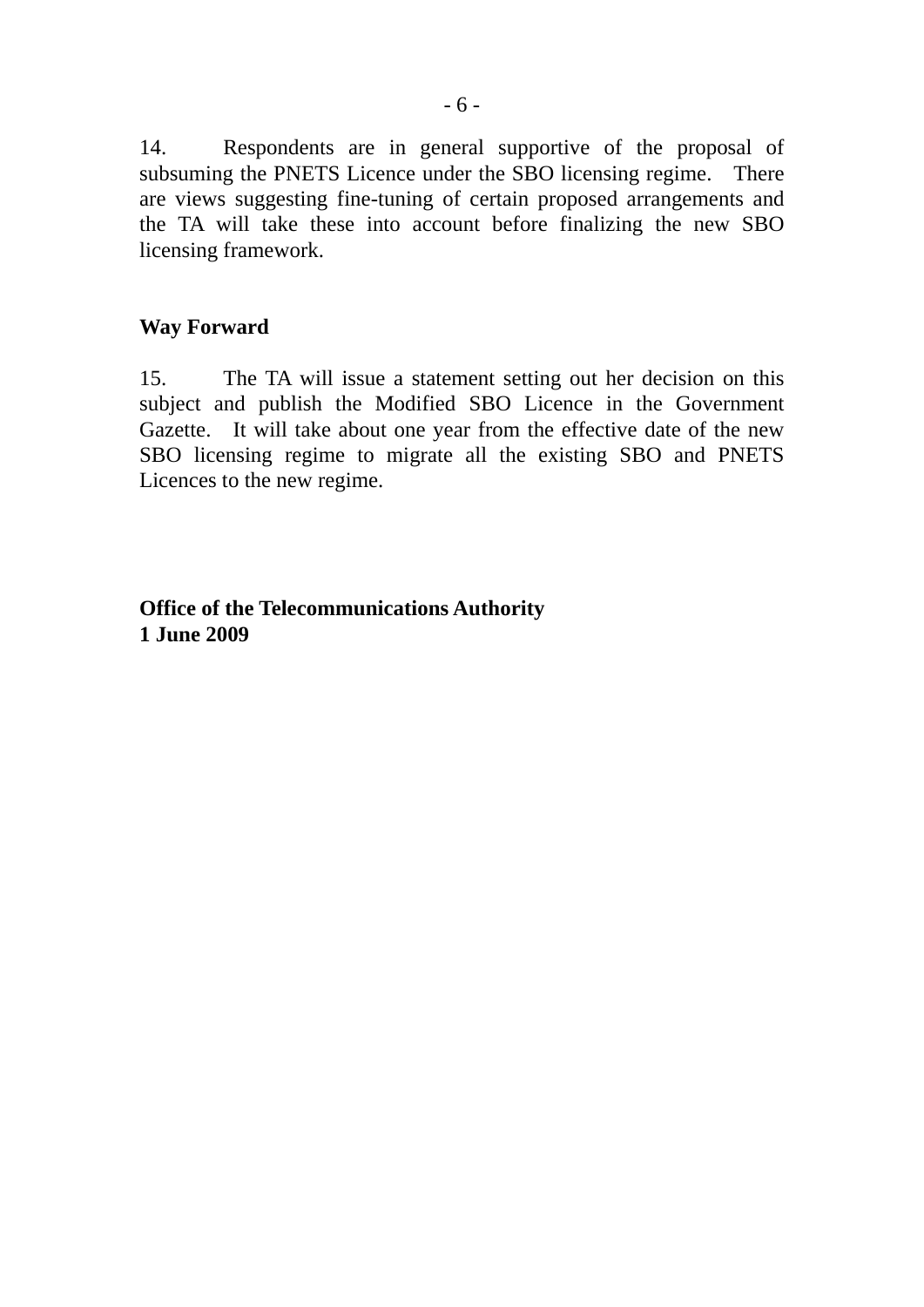14. Respondents are in general supportive of the proposal of subsuming the PNETS Licence under the SBO licensing regime. There are views suggesting fine-tuning of certain proposed arrangements and the TA will take these into account before finalizing the new SBO licensing framework.

**Way Forward**

15. The TA will issue a statement setting out her decision on this subject and publish the Modified SBO Licence in the Government Gazette. It will take about one year from the effective date of the new SBO licensing regime to migrate all the existing SBO and PNETS Licences to the new regime.

**Office of the Telecommunications Authority**
**1 June 2009**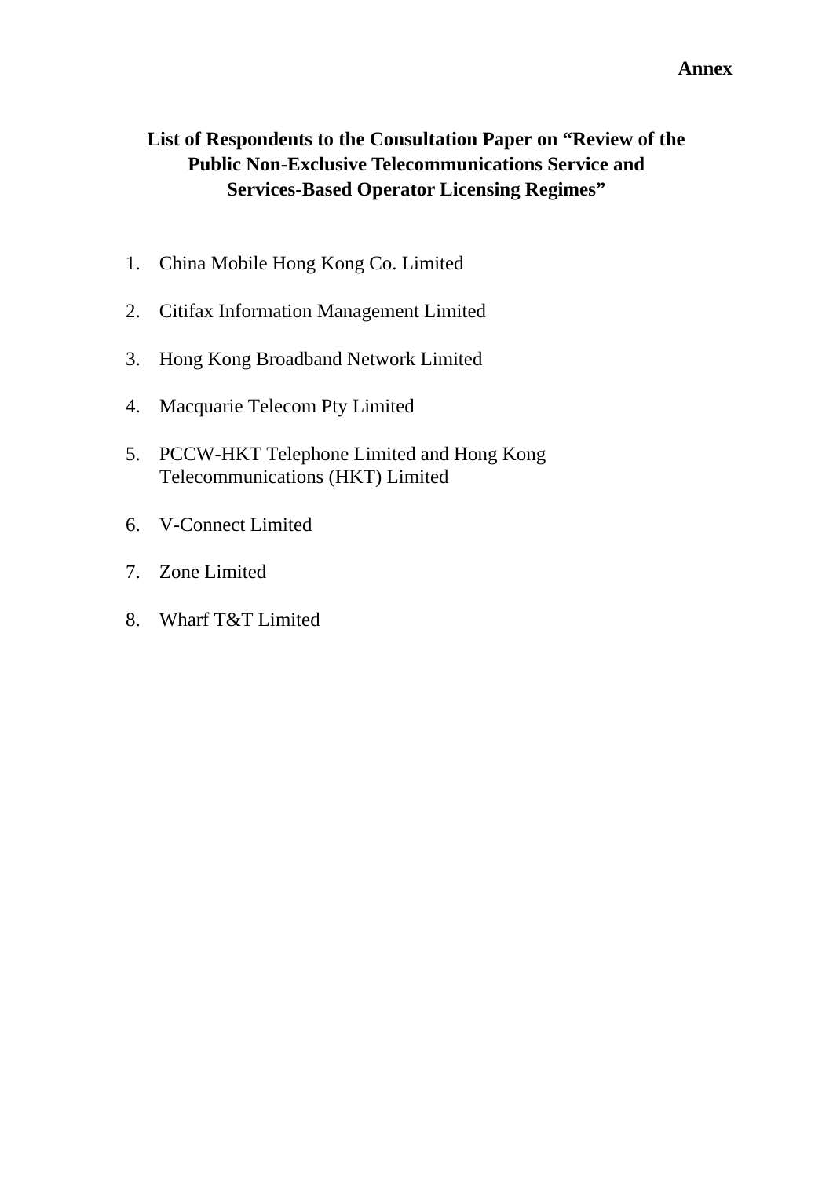**Annex**

## List of Respondents to the Consultation Paper on "Review of the Public Non-Exclusive Telecommunications Service and Services-Based Operator Licensing Regimes"

1. China Mobile Hong Kong Co. Limited

2. Citifax Information Management Limited

3. Hong Kong Broadband Network Limited

4. Macquarie Telecom Pty Limited

5. PCCW-HKT Telephone Limited and Hong Kong Telecommunications (HKT) Limited

6. V-Connect Limited

7. Zone Limited

8. Wharf T&T Limited